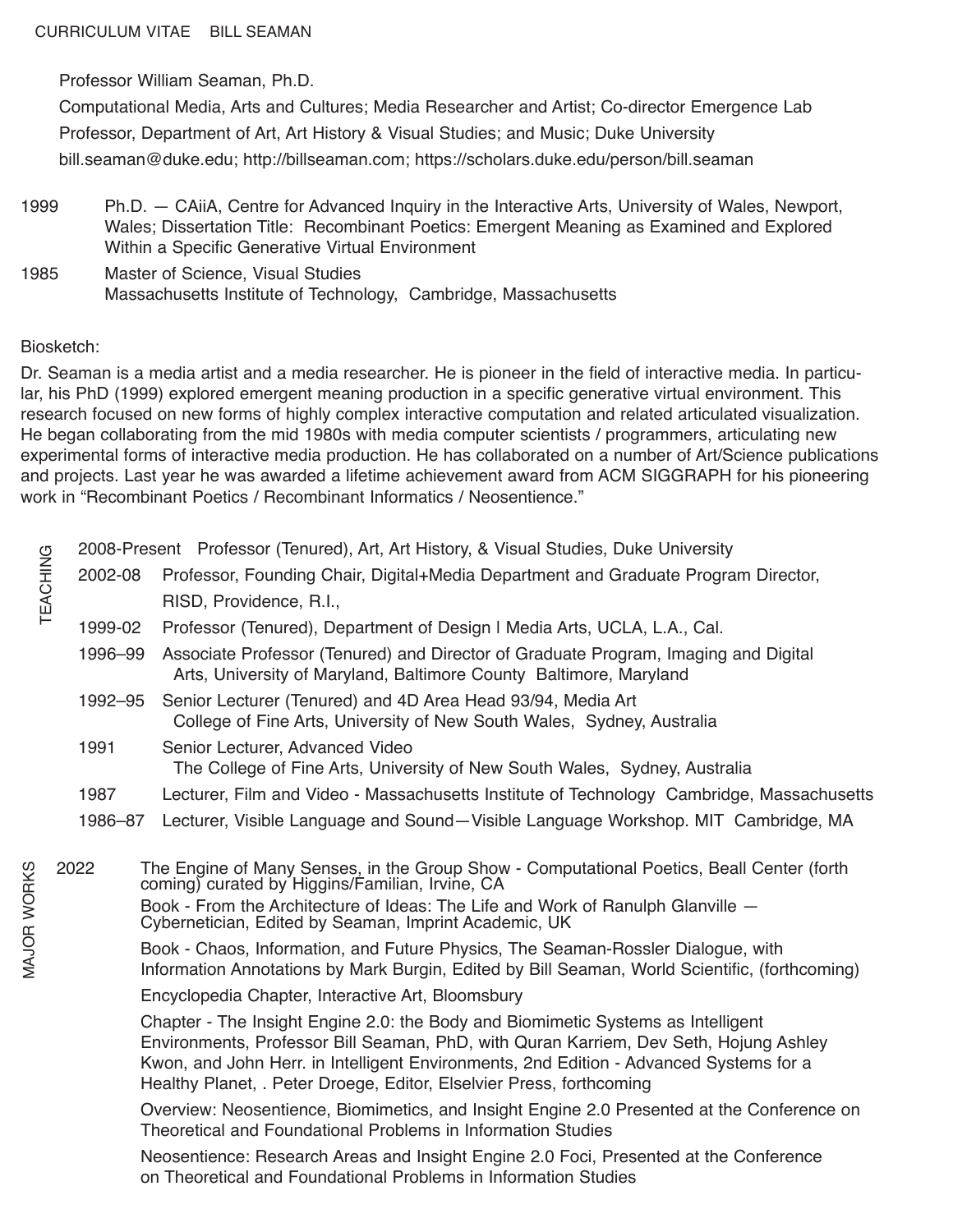# CURRICULUM VITAE BILL SEAMAN

Professor William Seaman, Ph.D.

Computational Media, Arts and Cultures; Media Researcher and Artist; Co-director Emergence Lab

Professor, Department of Art, Art History & Visual Studies; and Music; Duke University

bill.seaman@duke.edu; http://billseaman.com; https://scholars.duke.edu/person/bill.seaman

1999 Ph.D. — CAiiA, Centre for Advanced Inquiry in the Interactive Arts, University of Wales, Newport, Wales; Dissertation Title: Recombinant Poetics: Emergent Meaning as Examined and Explored Within a Specific Generative Virtual Environment

1985 Master of Science, Visual Studies
Massachusetts Institute of Technology, Cambridge, Massachusetts

## Biosketch:

Dr. Seaman is a media artist and a media researcher. He is pioneer in the field of interactive media. In particular, his PhD (1999) explored emergent meaning production in a specific generative virtual environment. This research focused on new forms of highly complex interactive computation and related articulated visualization. He began collaborating from the mid 1980s with media computer scientists / programmers, articulating new experimental forms of interactive media production. He has collaborated on a number of Art/Science publications and projects. Last year he was awarded a lifetime achievement award from ACM SIGGRAPH for his pioneering work in "Recombinant Poetics / Recombinant Informatics / Neosentience."

## TEACHING

2008-Present Professor (Tenured), Art, Art History, & Visual Studies, Duke University

2002-08 Professor, Founding Chair, Digital+Media Department and Graduate Program Director, RISD, Providence, R.I.,

1999-02 Professor (Tenured), Department of Design | Media Arts, UCLA, L.A., Cal.

1996–99 Associate Professor (Tenured) and Director of Graduate Program, Imaging and Digital Arts, University of Maryland, Baltimore County Baltimore, Maryland

1992–95 Senior Lecturer (Tenured) and 4D Area Head 93/94, Media Art
College of Fine Arts, University of New South Wales, Sydney, Australia

1991 Senior Lecturer, Advanced Video
The College of Fine Arts, University of New South Wales, Sydney, Australia

1987 Lecturer, Film and Video - Massachusetts Institute of Technology Cambridge, Massachusetts

1986–87 Lecturer, Visible Language and Sound—Visible Language Workshop. MIT Cambridge, MA

## MAJOR WORKS

2022

The Engine of Many Senses, in the Group Show - Computational Poetics, Beall Center (forth coming) curated by Higgins/Familian, Irvine, CA

Book - From the Architecture of Ideas: The Life and Work of Ranulph Glanville — Cybernetician, Edited by Seaman, Imprint Academic, UK

Book - Chaos, Information, and Future Physics, The Seaman-Rossler Dialogue, with Information Annotations by Mark Burgin, Edited by Bill Seaman, World Scientific, (forthcoming)

Encyclopedia Chapter, Interactive Art, Bloomsbury

Chapter - The Insight Engine 2.0: the Body and Biomimetic Systems as Intelligent Environments, Professor Bill Seaman, PhD, with Quran Karriem, Dev Seth, Hojung Ashley Kwon, and John Herr. in Intelligent Environments, 2nd Edition - Advanced Systems for a Healthy Planet, . Peter Droege, Editor, Elselvier Press, forthcoming

Overview: Neosentience, Biomimetics, and Insight Engine 2.0 Presented at the Conference on Theoretical and Foundational Problems in Information Studies

Neosentience: Research Areas and Insight Engine 2.0 Foci, Presented at the Conference on Theoretical and Foundational Problems in Information Studies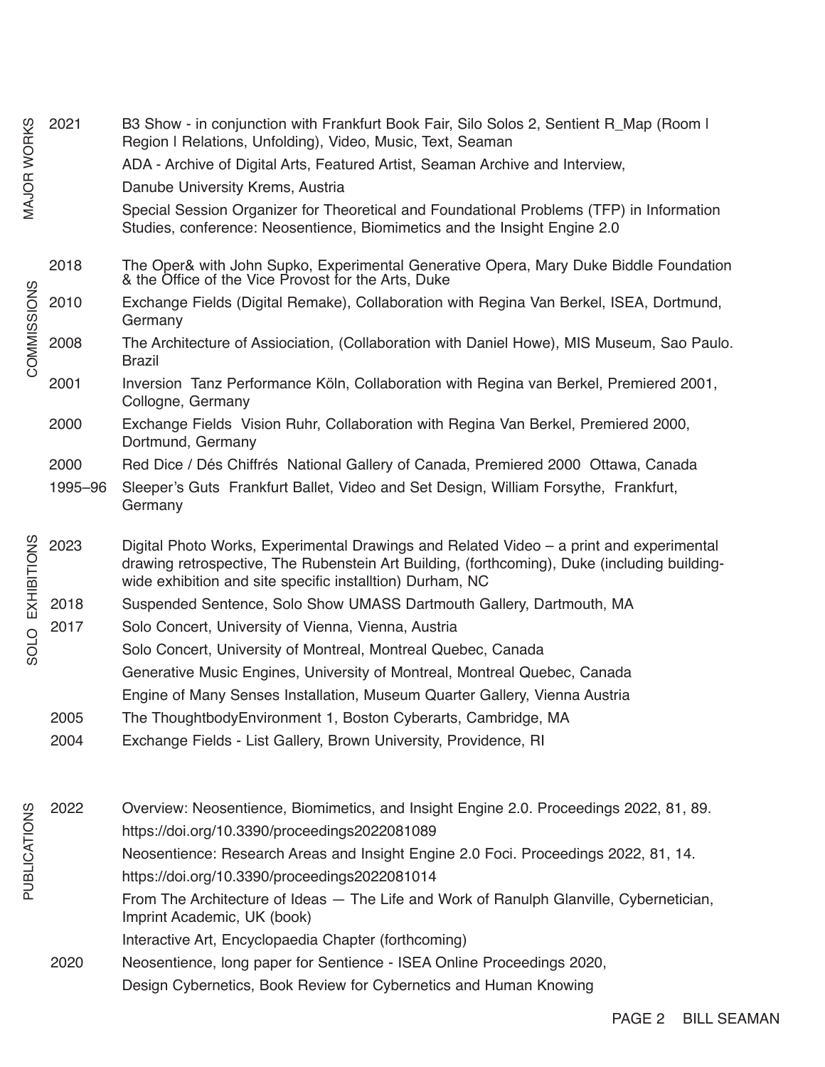## MAJOR WORKS

**2021**

B3 Show - in conjunction with Frankfurt Book Fair, Silo Solos 2, Sentient R_Map (Room | Region | Relations, Unfolding), Video, Music, Text, Seaman

ADA - Archive of Digital Arts, Featured Artist, Seaman Archive and Interview,

Danube University Krems, Austria

Special Session Organizer for Theoretical and Foundational Problems (TFP) in Information Studies, conference: Neosentience, Biomimetics and the Insight Engine 2.0

## COMMISSIONS

**2018** The Oper& with John Supko, Experimental Generative Opera, Mary Duke Biddle Foundation & the Office of the Vice Provost for the Arts, Duke

**2010** Exchange Fields (Digital Remake), Collaboration with Regina Van Berkel, ISEA, Dortmund, Germany

**2008** The Architecture of Assiociation, (Collaboration with Daniel Howe), MIS Museum, Sao Paulo. Brazil

**2001** Inversion Tanz Performance Köln, Collaboration with Regina van Berkel, Premiered 2001, Collogne, Germany

**2000** Exchange Fields Vision Ruhr, Collaboration with Regina Van Berkel, Premiered 2000, Dortmund, Germany

**2000** Red Dice / Dés Chiffrés National Gallery of Canada, Premiered 2000 Ottawa, Canada

**1995–96** Sleeper's Guts Frankfurt Ballet, Video and Set Design, William Forsythe, Frankfurt, Germany

## SOLO EXHIBITIONS

**2023** Digital Photo Works, Experimental Drawings and Related Video – a print and experimental drawing retrospective, The Rubenstein Art Building, (forthcoming), Duke (including building-wide exhibition and site specific installtion) Durham, NC

**2018** Suspended Sentence, Solo Show UMASS Dartmouth Gallery, Dartmouth, MA

**2017**

Solo Concert, University of Vienna, Vienna, Austria

Solo Concert, University of Montreal, Montreal Quebec, Canada

Generative Music Engines, University of Montreal, Montreal Quebec, Canada

Engine of Many Senses Installation, Museum Quarter Gallery, Vienna Austria

**2005** The ThoughtbodyEnvironment 1, Boston Cyberarts, Cambridge, MA

**2004** Exchange Fields - List Gallery, Brown University, Providence, RI

## PUBLICATIONS

**2022**

Overview: Neosentience, Biomimetics, and Insight Engine 2.0. Proceedings 2022, 81, 89.
https://doi.org/10.3390/proceedings2022081089

Neosentience: Research Areas and Insight Engine 2.0 Foci. Proceedings 2022, 81, 14.
https://doi.org/10.3390/proceedings2022081014

From The Architecture of Ideas — The Life and Work of Ranulph Glanville, Cybernetician, Imprint Academic, UK (book)

Interactive Art, Encyclopaedia Chapter (forthcoming)

**2020**

Neosentience, long paper for Sentience - ISEA Online Proceedings 2020,

Design Cybernetics, Book Review for Cybernetics and Human Knowing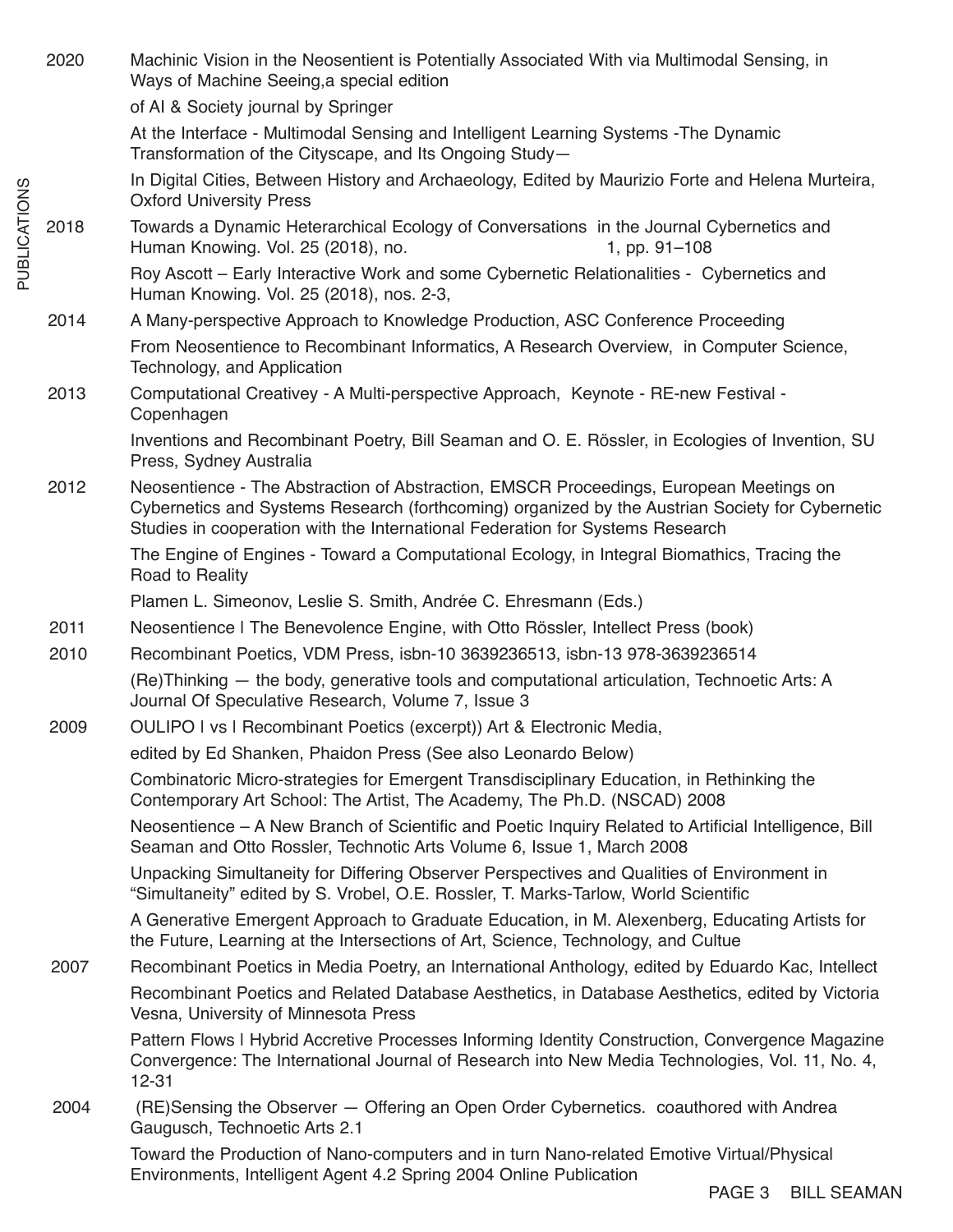## PUBLICATIONS

**2020**

Machinic Vision in the Neosentient is Potentially Associated With via Multimodal Sensing, in Ways of Machine Seeing,a special edition

of AI & Society journal by Springer

At the Interface - Multimodal Sensing and Intelligent Learning Systems -The Dynamic Transformation of the Cityscape, and Its Ongoing Study—

In Digital Cities, Between History and Archaeology, Edited by Maurizio Forte and Helena Murteira, Oxford University Press

**2018**

Towards a Dynamic Heterarchical Ecology of Conversations in the Journal Cybernetics and Human Knowing. Vol. 25 (2018), no. 1, pp. 91–108

Roy Ascott – Early Interactive Work and some Cybernetic Relationalities - Cybernetics and Human Knowing. Vol. 25 (2018), nos. 2-3,

**2014**

A Many-perspective Approach to Knowledge Production, ASC Conference Proceeding

From Neosentience to Recombinant Informatics, A Research Overview, in Computer Science, Technology, and Application

**2013**

Computational Creativey - A Multi-perspective Approach, Keynote - RE-new Festival - Copenhagen

Inventions and Recombinant Poetry, Bill Seaman and O. E. Rössler, in Ecologies of Invention, SU Press, Sydney Australia

**2012**

Neosentience - The Abstraction of Abstraction, EMSCR Proceedings, European Meetings on Cybernetics and Systems Research (forthcoming) organized by the Austrian Society for Cybernetic Studies in cooperation with the International Federation for Systems Research

The Engine of Engines - Toward a Computational Ecology, in Integral Biomathics, Tracing the Road to Reality

Plamen L. Simeonov, Leslie S. Smith, Andrée C. Ehresmann (Eds.)

**2011**

Neosentience | The Benevolence Engine, with Otto Rössler, Intellect Press (book)

**2010**

Recombinant Poetics, VDM Press, isbn-10 3639236513, isbn-13 978-3639236514

(Re)Thinking — the body, generative tools and computational articulation, Technoetic Arts: A Journal Of Speculative Research, Volume 7, Issue 3

**2009**

OULIPO | vs | Recombinant Poetics (excerpt)) Art & Electronic Media,

edited by Ed Shanken, Phaidon Press (See also Leonardo Below)

Combinatoric Micro-strategies for Emergent Transdisciplinary Education, in Rethinking the Contemporary Art School: The Artist, The Academy, The Ph.D. (NSCAD) 2008

Neosentience – A New Branch of Scientific and Poetic Inquiry Related to Artificial Intelligence, Bill Seaman and Otto Rossler, Technotic Arts Volume 6, Issue 1, March 2008

Unpacking Simultaneity for Differing Observer Perspectives and Qualities of Environment in "Simultaneity" edited by S. Vrobel, O.E. Rossler, T. Marks-Tarlow, World Scientific

A Generative Emergent Approach to Graduate Education, in M. Alexenberg, Educating Artists for the Future, Learning at the Intersections of Art, Science, Technology, and Cultue

**2007**

Recombinant Poetics in Media Poetry, an International Anthology, edited by Eduardo Kac, Intellect

Recombinant Poetics and Related Database Aesthetics, in Database Aesthetics, edited by Victoria Vesna, University of Minnesota Press

Pattern Flows | Hybrid Accretive Processes Informing Identity Construction, Convergence Magazine Convergence: The International Journal of Research into New Media Technologies, Vol. 11, No. 4, 12-31

**2004**

(RE)Sensing the Observer — Offering an Open Order Cybernetics. coauthored with Andrea Gaugusch, Technoetic Arts 2.1

Toward the Production of Nano-computers and in turn Nano-related Emotive Virtual/Physical Environments, Intelligent Agent 4.2 Spring 2004 Online Publication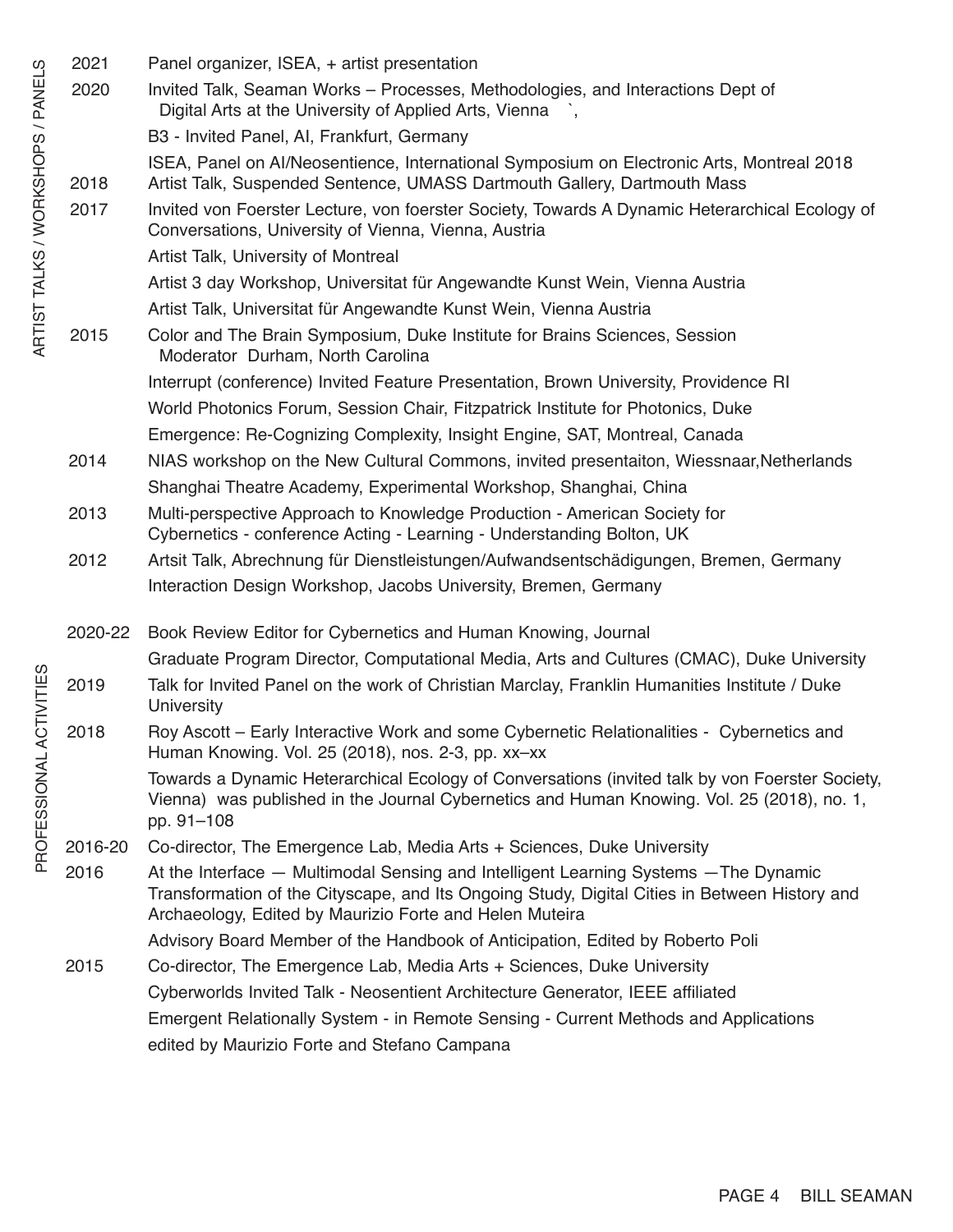## ARTIST TALKS / WORKSHOPS / PANELS

**2021**
Panel organizer, ISEA, + artist presentation

**2020**
Invited Talk, Seaman Works – Processes, Methodologies, and Interactions Dept of Digital Arts at the University of Applied Arts, Vienna `,

B3 - Invited Panel, AI, Frankfurt, Germany

ISEA, Panel on AI/Neosentience, International Symposium on Electronic Arts, Montreal 2018

**2018**
Artist Talk, Suspended Sentence, UMASS Dartmouth Gallery, Dartmouth Mass

**2017**
Invited von Foerster Lecture, von foerster Society, Towards A Dynamic Heterarchical Ecology of Conversations, University of Vienna, Vienna, Austria

Artist Talk, University of Montreal

Artist 3 day Workshop, Universitat für Angewandte Kunst Wein, Vienna Austria

Artist Talk, Universitat für Angewandte Kunst Wein, Vienna Austria

**2015**
Color and The Brain Symposium, Duke Institute for Brains Sciences, Session Moderator Durham, North Carolina

Interrupt (conference) Invited Feature Presentation, Brown University, Providence RI

World Photonics Forum, Session Chair, Fitzpatrick Institute for Photonics, Duke

Emergence: Re-Cognizing Complexity, Insight Engine, SAT, Montreal, Canada

**2014**
NIAS workshop on the New Cultural Commons, invited presentaiton, Wiessnaar,Netherlands

Shanghai Theatre Academy, Experimental Workshop, Shanghai, China

**2013**
Multi-perspective Approach to Knowledge Production - American Society for Cybernetics - conference Acting - Learning - Understanding Bolton, UK

**2012**
Artsit Talk, Abrechnung für Dienstleistungen/Aufwandsentschädigungen, Bremen, Germany

Interaction Design Workshop, Jacobs University, Bremen, Germany

## PROFESSIONAL ACTIVITIES

**2020-22**
Book Review Editor for Cybernetics and Human Knowing, Journal

Graduate Program Director, Computational Media, Arts and Cultures (CMAC), Duke University

**2019**
Talk for Invited Panel on the work of Christian Marclay, Franklin Humanities Institute / Duke University

**2018**
Roy Ascott – Early Interactive Work and some Cybernetic Relationalities - Cybernetics and Human Knowing. Vol. 25 (2018), nos. 2-3, pp. xx–xx

Towards a Dynamic Heterarchical Ecology of Conversations (invited talk by von Foerster Society, Vienna) was published in the Journal Cybernetics and Human Knowing. Vol. 25 (2018), no. 1, pp. 91–108

**2016-20**
Co-director, The Emergence Lab, Media Arts + Sciences, Duke University

**2016**
At the Interface — Multimodal Sensing and Intelligent Learning Systems —The Dynamic Transformation of the Cityscape, and Its Ongoing Study, Digital Cities in Between History and Archaeology, Edited by Maurizio Forte and Helen Muteira

Advisory Board Member of the Handbook of Anticipation, Edited by Roberto Poli

**2015**
Co-director, The Emergence Lab, Media Arts + Sciences, Duke University

Cyberworlds Invited Talk - Neosentient Architecture Generator, IEEE affiliated

Emergent Relationally System - in Remote Sensing - Current Methods and Applications edited by Maurizio Forte and Stefano Campana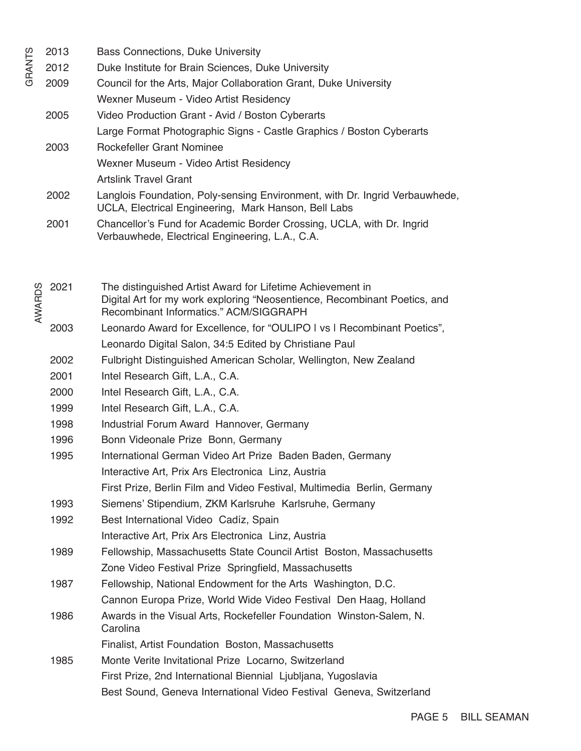## GRANTS

| | |
|---|---|
| 2013 | Bass Connections, Duke University |
| 2012 | Duke Institute for Brain Sciences, Duke University |
| 2009 | Council for the Arts, Major Collaboration Grant, Duke University |
| | Wexner Museum - Video Artist Residency |
| 2005 | Video Production Grant - Avid / Boston Cyberarts |
| | Large Format Photographic Signs - Castle Graphics / Boston Cyberarts |
| 2003 | Rockefeller Grant Nominee |
| | Wexner Museum - Video Artist Residency |
| | Artslink Travel Grant |
| 2002 | Langlois Foundation, Poly-sensing Environment, with Dr. Ingrid Verbauwhede, UCLA, Electrical Engineering, Mark Hanson, Bell Labs |
| 2001 | Chancellor's Fund for Academic Border Crossing, UCLA, with Dr. Ingrid Verbauwhede, Electrical Engineering, L.A., C.A. |

## AWARDS

| | |
|---|---|
| 2021 | The distinguished Artist Award for Lifetime Achievement in Digital Art for my work exploring "Neosentience, Recombinant Poetics, and Recombinant Informatics." ACM/SIGGRAPH |
| 2003 | Leonardo Award for Excellence, for "OULIPO I vs I Recombinant Poetics", |
| | Leonardo Digital Salon, 34:5 Edited by Christiane Paul |
| 2002 | Fulbright Distinguished American Scholar, Wellington, New Zealand |
| 2001 | Intel Research Gift, L.A., C.A. |
| 2000 | Intel Research Gift, L.A., C.A. |
| 1999 | Intel Research Gift, L.A., C.A. |
| 1998 | Industrial Forum Award Hannover, Germany |
| 1996 | Bonn Videonale Prize Bonn, Germany |
| 1995 | International German Video Art Prize Baden Baden, Germany |
| | Interactive Art, Prix Ars Electronica Linz, Austria |
| | First Prize, Berlin Film and Video Festival, Multimedia Berlin, Germany |
| 1993 | Siemens' Stipendium, ZKM Karlsruhe Karlsruhe, Germany |
| 1992 | Best International Video Cadíz, Spain |
| | Interactive Art, Prix Ars Electronica Linz, Austria |
| 1989 | Fellowship, Massachusetts State Council Artist Boston, Massachusetts |
| | Zone Video Festival Prize Springfield, Massachusetts |
| 1987 | Fellowship, National Endowment for the Arts Washington, D.C. |
| | Cannon Europa Prize, World Wide Video Festival Den Haag, Holland |
| 1986 | Awards in the Visual Arts, Rockefeller Foundation Winston-Salem, N. Carolina |
| | Finalist, Artist Foundation Boston, Massachusetts |
| 1985 | Monte Verite Invitational Prize Locarno, Switzerland |
| | First Prize, 2nd International Biennial Ljubljana, Yugoslavia |
| | Best Sound, Geneva International Video Festival Geneva, Switzerland |